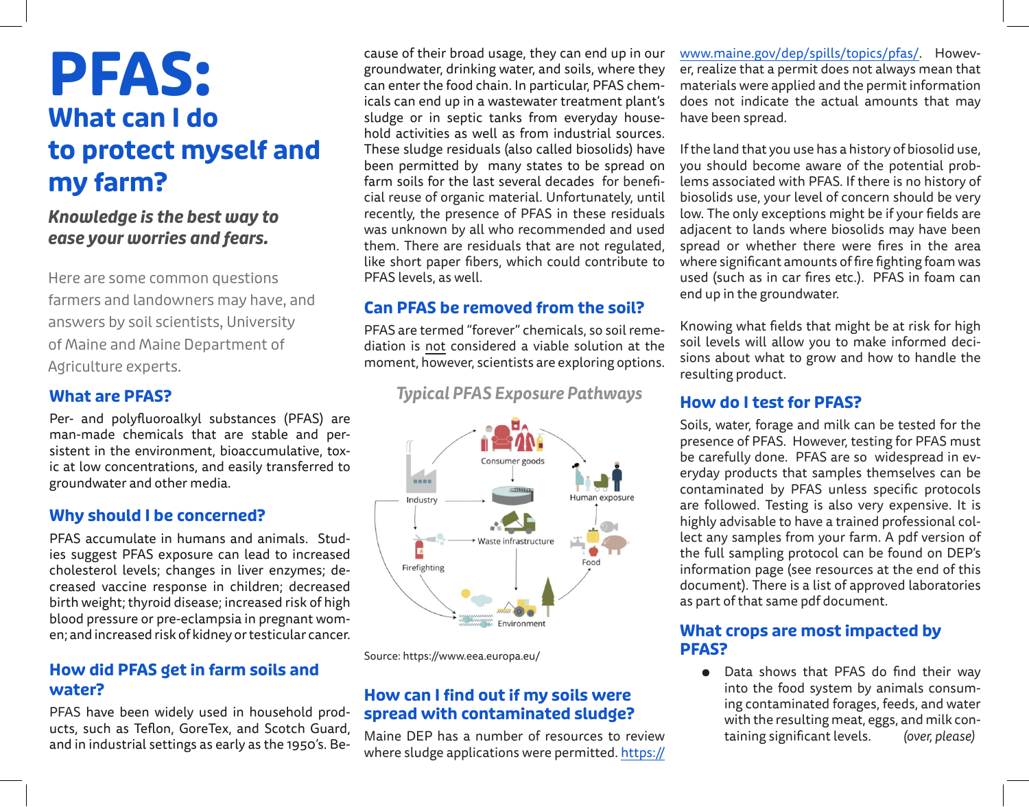# PFAS:

## What can I do to protect myself and my farm?

***Knowledge is the best way to ease your worries and fears.***

Here are some common questions farmers and landowners may have, and answers by soil scientists, University of Maine and Maine Department of Agriculture experts.

### What are PFAS?

Per- and polyfluoroalkyl substances (PFAS) are man-made chemicals that are stable and persistent in the environment, bioaccumulative, toxic at low concentrations, and easily transferred to groundwater and other media.

### Why should I be concerned?

PFAS accumulate in humans and animals. Studies suggest PFAS exposure can lead to increased cholesterol levels; changes in liver enzymes; decreased vaccine response in children; decreased birth weight; thyroid disease; increased risk of high blood pressure or pre-eclampsia in pregnant women; and increased risk of kidney or testicular cancer.

### How did PFAS get in farm soils and water?

PFAS have been widely used in household products, such as Teflon, GoreTex, and Scotch Guard, and in industrial settings as early as the 1950's. Because of their broad usage, they can end up in our groundwater, drinking water, and soils, where they can enter the food chain. In particular, PFAS chemicals can end up in a wastewater treatment plant's sludge or in septic tanks from everyday household activities as well as from industrial sources. These sludge residuals (also called biosolids) have been permitted by many states to be spread on farm soils for the last several decades for beneficial reuse of organic material. Unfortunately, until recently, the presence of PFAS in these residuals was unknown by all who recommended and used them. There are residuals that are not regulated, like short paper fibers, which could contribute to PFAS levels, as well.

### Can PFAS be removed from the soil?

PFAS are termed "forever" chemicals, so soil remediation is not considered a viable solution at the moment, however, scientists are exploring options.

*Typical PFAS Exposure Pathways*

Consumer goods, Industry, Human exposure, Waste infrastructure, Firefighting, Food, Environment

Source: https://www.eea.europa.eu/

### How can I find out if my soils were spread with contaminated sludge?

Maine DEP has a number of resources to review where sludge applications were permitted. https://www.maine.gov/dep/spills/topics/pfas/. However, realize that a permit does not always mean that materials were applied and the permit information does not indicate the actual amounts that may have been spread.

If the land that you use has a history of biosolid use, you should become aware of the potential problems associated with PFAS. If there is no history of biosolids use, your level of concern should be very low. The only exceptions might be if your fields are adjacent to lands where biosolids may have been spread or whether there were fires in the area where significant amounts of fire fighting foam was used (such as in car fires etc.). PFAS in foam can end up in the groundwater.

Knowing what fields that might be at risk for high soil levels will allow you to make informed decisions about what to grow and how to handle the resulting product.

### How do I test for PFAS?

Soils, water, forage and milk can be tested for the presence of PFAS. However, testing for PFAS must be carefully done. PFAS are so widespread in everyday products that samples themselves can be contaminated by PFAS unless specific protocols are followed. Testing is also very expensive. It is highly advisable to have a trained professional collect any samples from your farm. A pdf version of the full sampling protocol can be found on DEP's information page (see resources at the end of this document). There is a list of approved laboratories as part of that same pdf document.

### What crops are most impacted by PFAS?

- Data shows that PFAS do find their way into the food system by animals consuming contaminated forages, feeds, and water with the resulting meat, eggs, and milk containing significant levels. *(over, please)*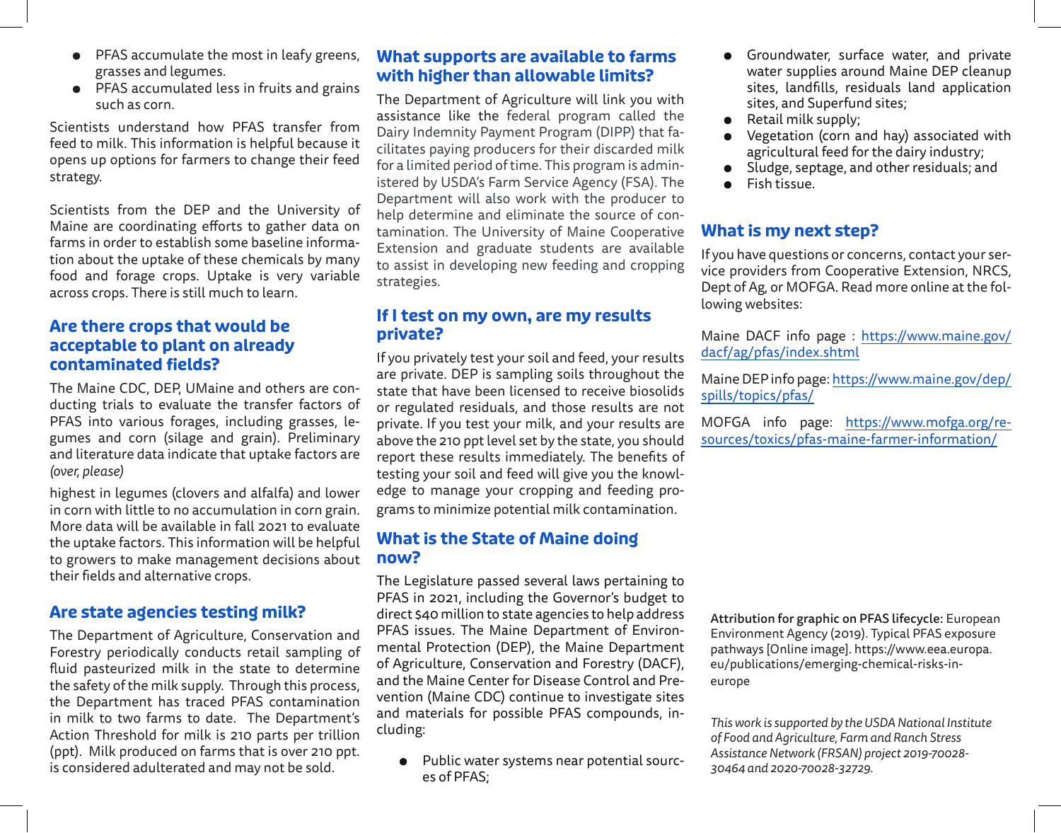- PFAS accumulate the most in leafy greens, grasses and legumes.
- PFAS accumulated less in fruits and grains such as corn.

Scientists understand how PFAS transfer from feed to milk. This information is helpful because it opens up options for farmers to change their feed strategy.

Scientists from the DEP and the University of Maine are coordinating efforts to gather data on farms in order to establish some baseline information about the uptake of these chemicals by many food and forage crops. Uptake is very variable across crops. There is still much to learn.

## Are there crops that would be acceptable to plant on already contaminated fields?

The Maine CDC, DEP, UMaine and others are conducting trials to evaluate the transfer factors of PFAS into various forages, including grasses, legumes and corn (silage and grain). Preliminary and literature data indicate that uptake factors are *(over, please)*

highest in legumes (clovers and alfalfa) and lower in corn with little to no accumulation in corn grain. More data will be available in fall 2021 to evaluate the uptake factors. This information will be helpful to growers to make management decisions about their fields and alternative crops.

## Are state agencies testing milk?

The Department of Agriculture, Conservation and Forestry periodically conducts retail sampling of fluid pasteurized milk in the state to determine the safety of the milk supply. Through this process, the Department has traced PFAS contamination in milk to two farms to date. The Department's Action Threshold for milk is 210 parts per trillion (ppt). Milk produced on farms that is over 210 ppt. is considered adulterated and may not be sold.

## What supports are available to farms with higher than allowable limits?

The Department of Agriculture will link you with assistance like the federal program called the Dairy Indemnity Payment Program (DIPP) that facilitates paying producers for their discarded milk for a limited period of time. This program is administered by USDA's Farm Service Agency (FSA). The Department will also work with the producer to help determine and eliminate the source of contamination. The University of Maine Cooperative Extension and graduate students are available to assist in developing new feeding and cropping strategies.

## If I test on my own, are my results private?

If you privately test your soil and feed, your results are private. DEP is sampling soils throughout the state that have been licensed to receive biosolids or regulated residuals, and those results are not private. If you test your milk, and your results are above the 210 ppt level set by the state, you should report these results immediately. The benefits of testing your soil and feed will give you the knowledge to manage your cropping and feeding programs to minimize potential milk contamination.

## What is the State of Maine doing now?

The Legislature passed several laws pertaining to PFAS in 2021, including the Governor's budget to direct $40 million to state agencies to help address PFAS issues. The Maine Department of Environmental Protection (DEP), the Maine Department of Agriculture, Conservation and Forestry (DACF), and the Maine Center for Disease Control and Prevention (Maine CDC) continue to investigate sites and materials for possible PFAS compounds, including:

- Public water systems near potential sources of PFAS;
- Groundwater, surface water, and private water supplies around Maine DEP cleanup sites, landfills, residuals land application sites, and Superfund sites;
- Retail milk supply;
- Vegetation (corn and hay) associated with agricultural feed for the dairy industry;
- Sludge, septage, and other residuals; and
- Fish tissue.

## What is my next step?

If you have questions or concerns, contact your service providers from Cooperative Extension, NRCS, Dept of Ag, or MOFGA. Read more online at the following websites:

Maine DACF info page : https://www.maine.gov/dacf/ag/pfas/index.shtml

Maine DEP info page: https://www.maine.gov/dep/spills/topics/pfas/

MOFGA info page: https://www.mofga.org/resources/toxics/pfas-maine-farmer-information/

**Attribution for graphic on PFAS lifecycle:** European Environment Agency (2019). Typical PFAS exposure pathways [Online image]. https://www.eea.europa.eu/publications/emerging-chemical-risks-in-europe

*This work is supported by the USDA National Institute of Food and Agriculture, Farm and Ranch Stress Assistance Network (FRSAN) project 2019-70028-30464 and 2020-70028-32729.*